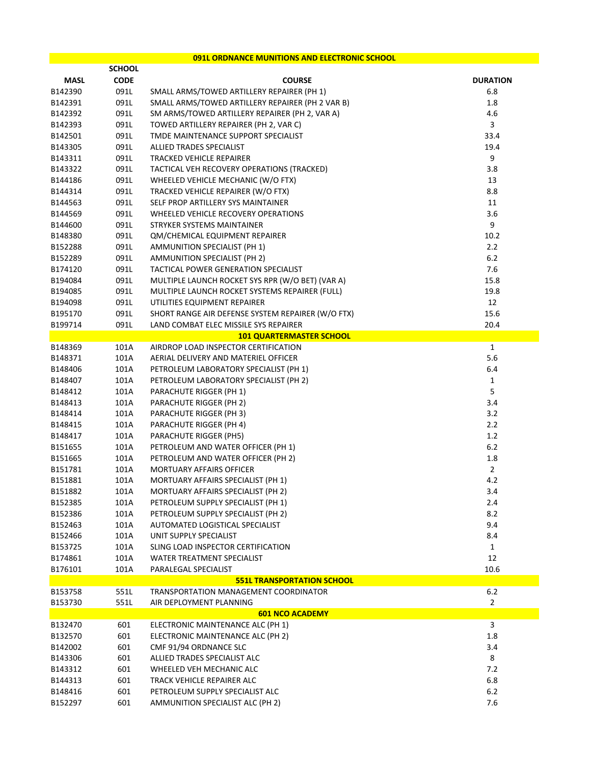| MASL | SCHOOL CODE | COURSE | DURATION |
|---|---|---|---|
| | | **091L ORDNANCE MUNITIONS AND ELECTRONIC SCHOOL** | |
| B142390 | 091L | SMALL ARMS/TOWED ARTILLERY REPAIRER (PH 1) | 6.8 |
| B142391 | 091L | SMALL ARMS/TOWED ARTILLERY REPAIRER (PH 2 VAR B) | 1.8 |
| B142392 | 091L | SM ARMS/TOWED ARTILLERY REPAIRER (PH 2, VAR A) | 4.6 |
| B142393 | 091L | TOWED ARTILLERY REPAIRER (PH 2, VAR C) | 3 |
| B142501 | 091L | TMDE MAINTENANCE SUPPORT SPECIALIST | 33.4 |
| B143305 | 091L | ALLIED TRADES SPECIALIST | 19.4 |
| B143311 | 091L | TRACKED VEHICLE REPAIRER | 9 |
| B143322 | 091L | TACTICAL VEH RECOVERY OPERATIONS (TRACKED) | 3.8 |
| B144186 | 091L | WHEELED VEHICLE MECHANIC (W/O FTX) | 13 |
| B144314 | 091L | TRACKED VEHICLE REPAIRER (W/O FTX) | 8.8 |
| B144563 | 091L | SELF PROP ARTILLERY SYS MAINTAINER | 11 |
| B144569 | 091L | WHEELED VEHICLE RECOVERY OPERATIONS | 3.6 |
| B144600 | 091L | STRYKER SYSTEMS MAINTAINER | 9 |
| B148380 | 091L | QM/CHEMICAL EQUIPMENT REPAIRER | 10.2 |
| B152288 | 091L | AMMUNITION SPECIALIST (PH 1) | 2.2 |
| B152289 | 091L | AMMUNITION SPECIALIST (PH 2) | 6.2 |
| B174120 | 091L | TACTICAL POWER GENERATION SPECIALIST | 7.6 |
| B194084 | 091L | MULTIPLE LAUNCH ROCKET SYS RPR (W/O BET) (VAR A) | 15.8 |
| B194085 | 091L | MULTIPLE LAUNCH ROCKET SYSTEMS REPAIRER (FULL) | 19.8 |
| B194098 | 091L | UTILITIES EQUIPMENT REPAIRER | 12 |
| B195170 | 091L | SHORT RANGE AIR DEFENSE SYSTEM REPAIRER (W/O FTX) | 15.6 |
| B199714 | 091L | LAND COMBAT ELEC MISSILE SYS REPAIRER | 20.4 |
| | | **101 QUARTERMASTER SCHOOL** | |
| B148369 | 101A | AIRDROP LOAD INSPECTOR CERTIFICATION | 1 |
| B148371 | 101A | AERIAL DELIVERY AND MATERIEL OFFICER | 5.6 |
| B148406 | 101A | PETROLEUM LABORATORY SPECIALIST (PH 1) | 6.4 |
| B148407 | 101A | PETROLEUM LABORATORY SPECIALIST (PH 2) | 1 |
| B148412 | 101A | PARACHUTE RIGGER (PH 1) | 5 |
| B148413 | 101A | PARACHUTE RIGGER (PH 2) | 3.4 |
| B148414 | 101A | PARACHUTE RIGGER (PH 3) | 3.2 |
| B148415 | 101A | PARACHUTE RIGGER (PH 4) | 2.2 |
| B148417 | 101A | PARACHUTE RIGGER (PH5) | 1.2 |
| B151655 | 101A | PETROLEUM AND WATER OFFICER (PH 1) | 6.2 |
| B151665 | 101A | PETROLEUM AND WATER OFFICER (PH 2) | 1.8 |
| B151781 | 101A | MORTUARY AFFAIRS OFFICER | 2 |
| B151881 | 101A | MORTUARY AFFAIRS SPECIALIST (PH 1) | 4.2 |
| B151882 | 101A | MORTUARY AFFAIRS SPECIALIST (PH 2) | 3.4 |
| B152385 | 101A | PETROLEUM SUPPLY SPECIALIST (PH 1) | 2.4 |
| B152386 | 101A | PETROLEUM SUPPLY SPECIALIST (PH 2) | 8.2 |
| B152463 | 101A | AUTOMATED LOGISTICAL SPECIALIST | 9.4 |
| B152466 | 101A | UNIT SUPPLY SPECIALIST | 8.4 |
| B153725 | 101A | SLING LOAD INSPECTOR CERTIFICATION | 1 |
| B174861 | 101A | WATER TREATMENT SPECIALIST | 12 |
| B176101 | 101A | PARALEGAL SPECIALIST | 10.6 |
| | | **551L TRANSPORTATION SCHOOL** | |
| B153758 | 551L | TRANSPORTATION MANAGEMENT COORDINATOR | 6.2 |
| B153730 | 551L | AIR DEPLOYMENT PLANNING | 2 |
| | | **601 NCO ACADEMY** | |
| B132470 | 601 | ELECTRONIC MAINTENANCE ALC (PH 1) | 3 |
| B132570 | 601 | ELECTRONIC MAINTENANCE ALC (PH 2) | 1.8 |
| B142002 | 601 | CMF 91/94 ORDNANCE SLC | 3.4 |
| B143306 | 601 | ALLIED TRADES SPECIALIST ALC | 8 |
| B143312 | 601 | WHEELED VEH MECHANIC ALC | 7.2 |
| B144313 | 601 | TRACK VEHICLE REPAIRER ALC | 6.8 |
| B148416 | 601 | PETROLEUM SUPPLY SPECIALIST ALC | 6.2 |
| B152297 | 601 | AMMUNITION SPECIALIST ALC (PH 2) | 7.6 |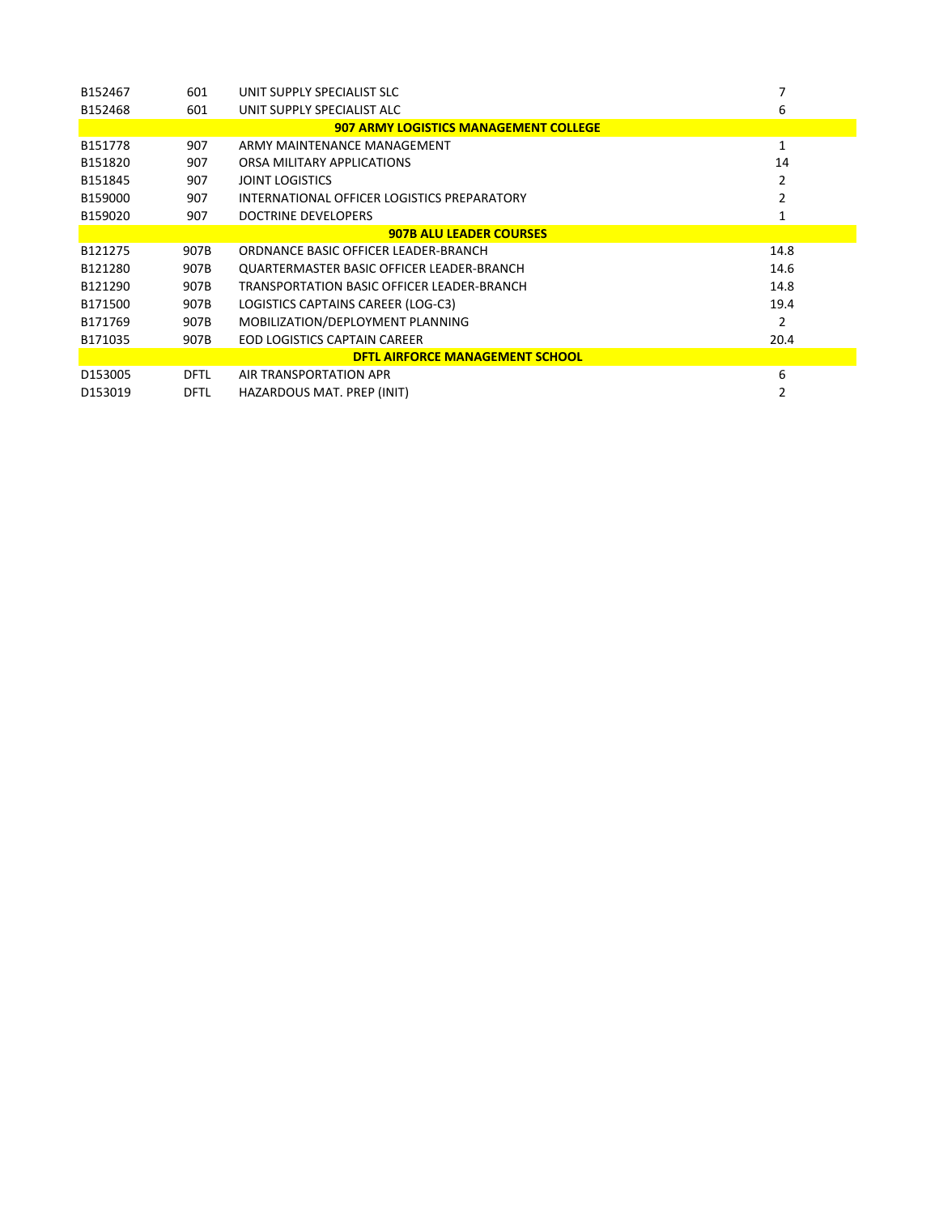| | | | |
|---|---|---|---|
| B152467 | 601 | UNIT SUPPLY SPECIALIST SLC | 7 |
| B152468 | 601 | UNIT SUPPLY SPECIALIST ALC | 6 |
| | | **907 ARMY LOGISTICS MANAGEMENT COLLEGE** | |
| B151778 | 907 | ARMY MAINTENANCE MANAGEMENT | 1 |
| B151820 | 907 | ORSA MILITARY APPLICATIONS | 14 |
| B151845 | 907 | JOINT LOGISTICS | 2 |
| B159000 | 907 | INTERNATIONAL OFFICER LOGISTICS PREPARATORY | 2 |
| B159020 | 907 | DOCTRINE DEVELOPERS | 1 |
| | | **907B ALU LEADER COURSES** | |
| B121275 | 907B | ORDNANCE BASIC OFFICER LEADER-BRANCH | 14.8 |
| B121280 | 907B | QUARTERMASTER BASIC OFFICER LEADER-BRANCH | 14.6 |
| B121290 | 907B | TRANSPORTATION BASIC OFFICER LEADER-BRANCH | 14.8 |
| B171500 | 907B | LOGISTICS CAPTAINS CAREER (LOG-C3) | 19.4 |
| B171769 | 907B | MOBILIZATION/DEPLOYMENT PLANNING | 2 |
| B171035 | 907B | EOD LOGISTICS CAPTAIN CAREER | 20.4 |
| | | **DFTL AIRFORCE MANAGEMENT SCHOOL** | |
| D153005 | DFTL | AIR TRANSPORTATION APR | 6 |
| D153019 | DFTL | HAZARDOUS MAT. PREP (INIT) | 2 |